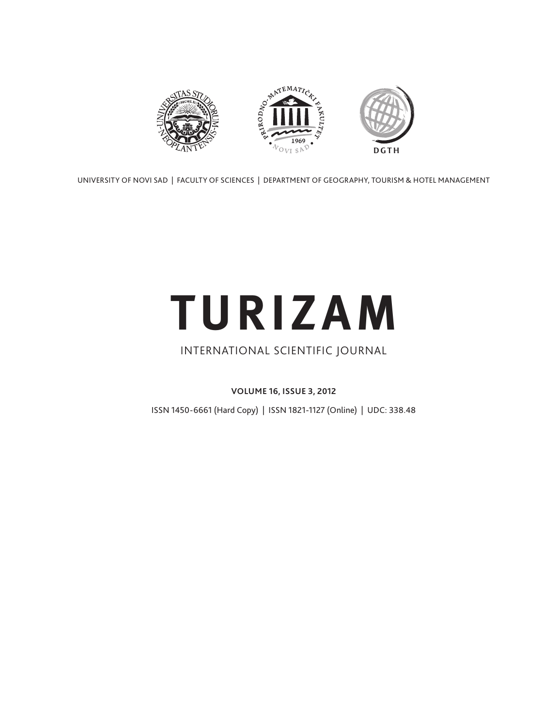UNIVERSITY OF NOVI SAD | FACULTY OF SCIENCES | DEPARTMENT OF GEOGRAPHY, TOURISM & HOTEL MANAGEMENT

# TURIZAM

INTERNATIONAL SCIENTIFIC JOURNAL

**VOLUME 16, ISSUE 3, 2012**

ISSN 1450-6661 (Hard Copy) | ISSN 1821-1127 (Online) | UDC: 338.48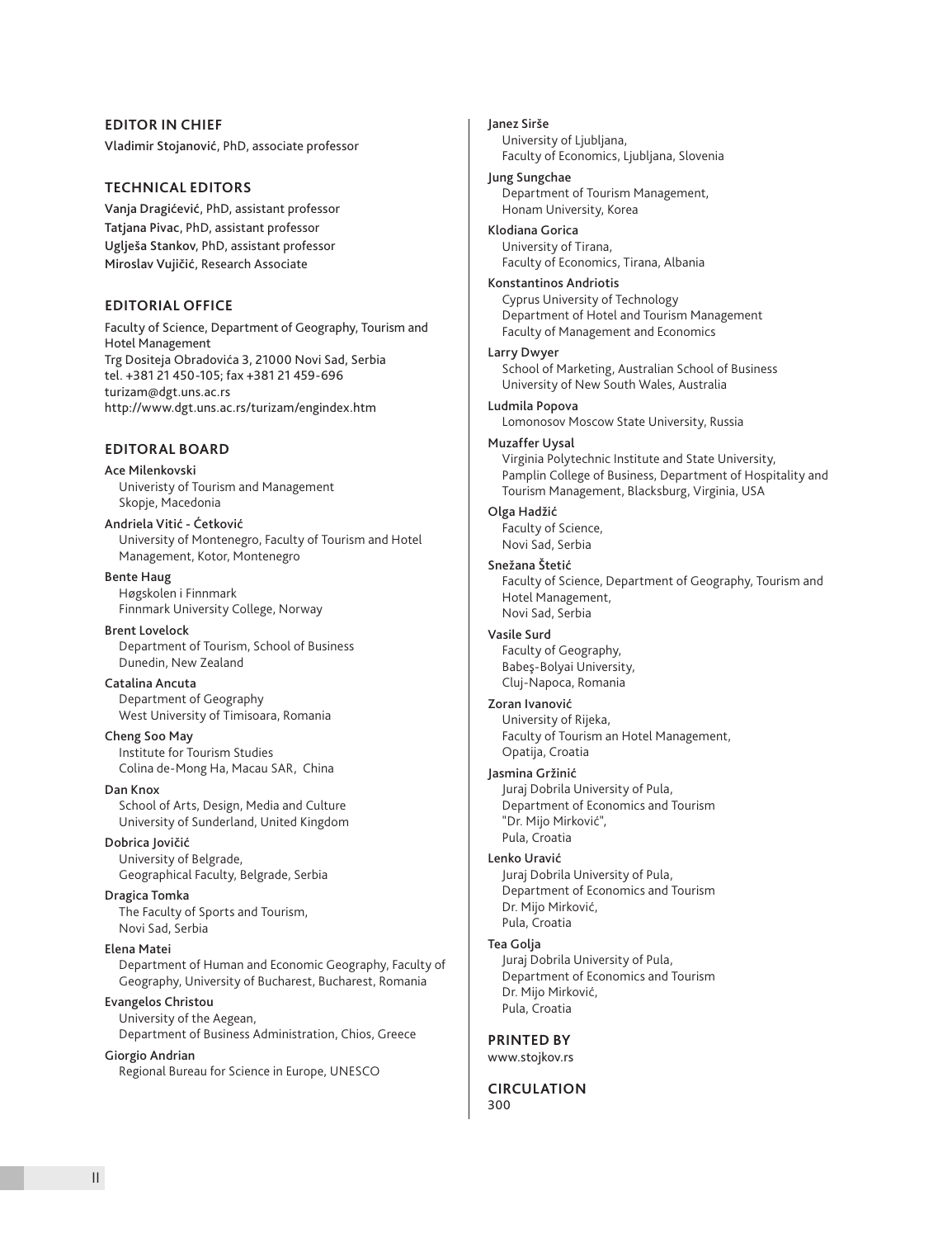## EDITOR IN CHIEF

**Vladimir Stojanović**, PhD, associate professor

## TECHNICAL EDITORS

**Vanja Dragićević**, PhD, assistant professor
**Tatjana Pivac**, PhD, assistant professor
**Uglješa Stankov**, PhD, assistant professor
**Miroslav Vujičić**, Research Associate

## EDITORIAL OFFICE

Faculty of Science, Department of Geography, Tourism and Hotel Management
Trg Dositeja Obradovića 3, 21000 Novi Sad, Serbia
tel. +381 21 450-105; fax +381 21 459-696
turizam@dgt.uns.ac.rs
http://www.dgt.uns.ac.rs/turizam/engindex.htm

## EDITORAL BOARD

**Ace Milenkovski**
Univeristy of Tourism and Management
Skopje, Macedonia

**Andriela Vitić - Ćetković**
University of Montenegro, Faculty of Tourism and Hotel Management, Kotor, Montenegro

**Bente Haug**
Høgskolen i Finnmark
Finnmark University College, Norway

**Brent Lovelock**
Department of Tourism, School of Business
Dunedin, New Zealand

**Catalina Ancuta**
Department of Geography
West University of Timisoara, Romania

**Cheng Soo May**
Institute for Tourism Studies
Colina de-Mong Ha, Macau SAR, China

**Dan Knox**
School of Arts, Design, Media and Culture
University of Sunderland, United Kingdom

**Dobrica Jovičić**
University of Belgrade,
Geographical Faculty, Belgrade, Serbia

**Dragica Tomka**
The Faculty of Sports and Tourism,
Novi Sad, Serbia

**Elena Matei**
Department of Human and Economic Geography, Faculty of Geography, University of Bucharest, Bucharest, Romania

**Evangelos Christou**
University of the Aegean,
Department of Business Administration, Chios, Greece

**Giorgio Andrian**
Regional Bureau for Science in Europe, UNESCO

**Janez Sirše**
University of Ljubljana,
Faculty of Economics, Ljubljana, Slovenia

**Jung Sungchae**
Department of Tourism Management,
Honam University, Korea

**Klodiana Gorica**
University of Tirana,
Faculty of Economics, Tirana, Albania

**Konstantinos Andriotis**
Cyprus University of Technology
Department of Hotel and Tourism Management
Faculty of Management and Economics

**Larry Dwyer**
School of Marketing, Australian School of Business
University of New South Wales, Australia

**Ludmila Popova**
Lomonosov Moscow State University, Russia

**Muzaffer Uysal**
Virginia Polytechnic Institute and State University,
Pamplin College of Business, Department of Hospitality and Tourism Management, Blacksburg, Virginia, USA

**Olga Hadžić**
Faculty of Science,
Novi Sad, Serbia

**Snežana Štetić**
Faculty of Science, Department of Geography, Tourism and Hotel Management,
Novi Sad, Serbia

**Vasile Surd**
Faculty of Geography,
Babeş-Bolyai University,
Cluj-Napoca, Romania

**Zoran Ivanović**
University of Rijeka,
Faculty of Tourism an Hotel Management,
Opatija, Croatia

**Jasmina Gržinić**
Juraj Dobrila University of Pula,
Department of Economics and Tourism
"Dr. Mijo Mirković",
Pula, Croatia

**Lenko Uravić**
Juraj Dobrila University of Pula,
Department of Economics and Tourism
Dr. Mijo Mirković,
Pula, Croatia

**Tea Golja**
Juraj Dobrila University of Pula,
Department of Economics and Tourism
Dr. Mijo Mirković,
Pula, Croatia

## PRINTED BY

www.stojkov.rs

## CIRCULATION

300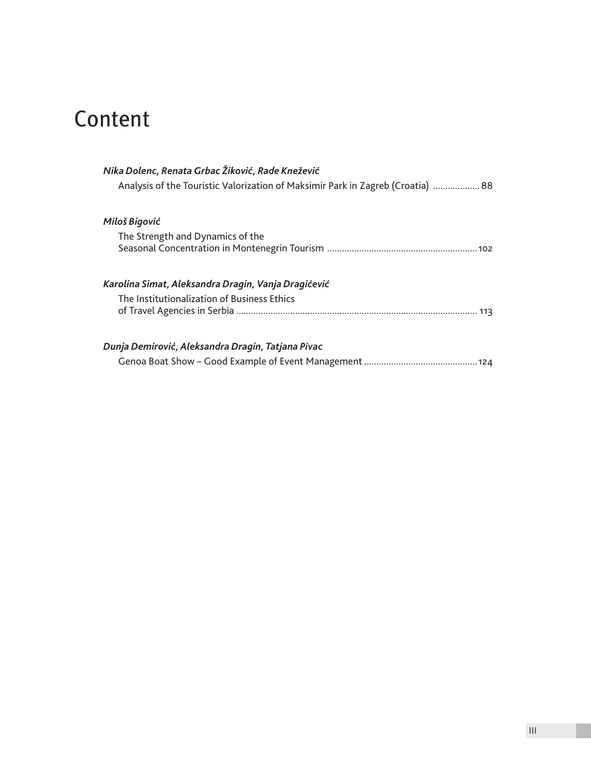# Content

*Nika Dolenc, Renata Grbac Žiković, Rade Knežević*

Analysis of the Touristic Valorization of Maksimir Park in Zagreb (Croatia) .................. 88

*Miloš Bigović*

The Strength and Dynamics of the
Seasonal Concentration in Montenegrin Tourism ............................................................ 102

*Karolina Simat, Aleksandra Dragin, Vanja Dragićević*

The Institutionalization of Business Ethics
of Travel Agencies in Serbia ................................................................................................ 113

*Dunja Demirović, Aleksandra Dragin, Tatjana Pivac*

Genoa Boat Show – Good Example of Event Management ............................................. 124